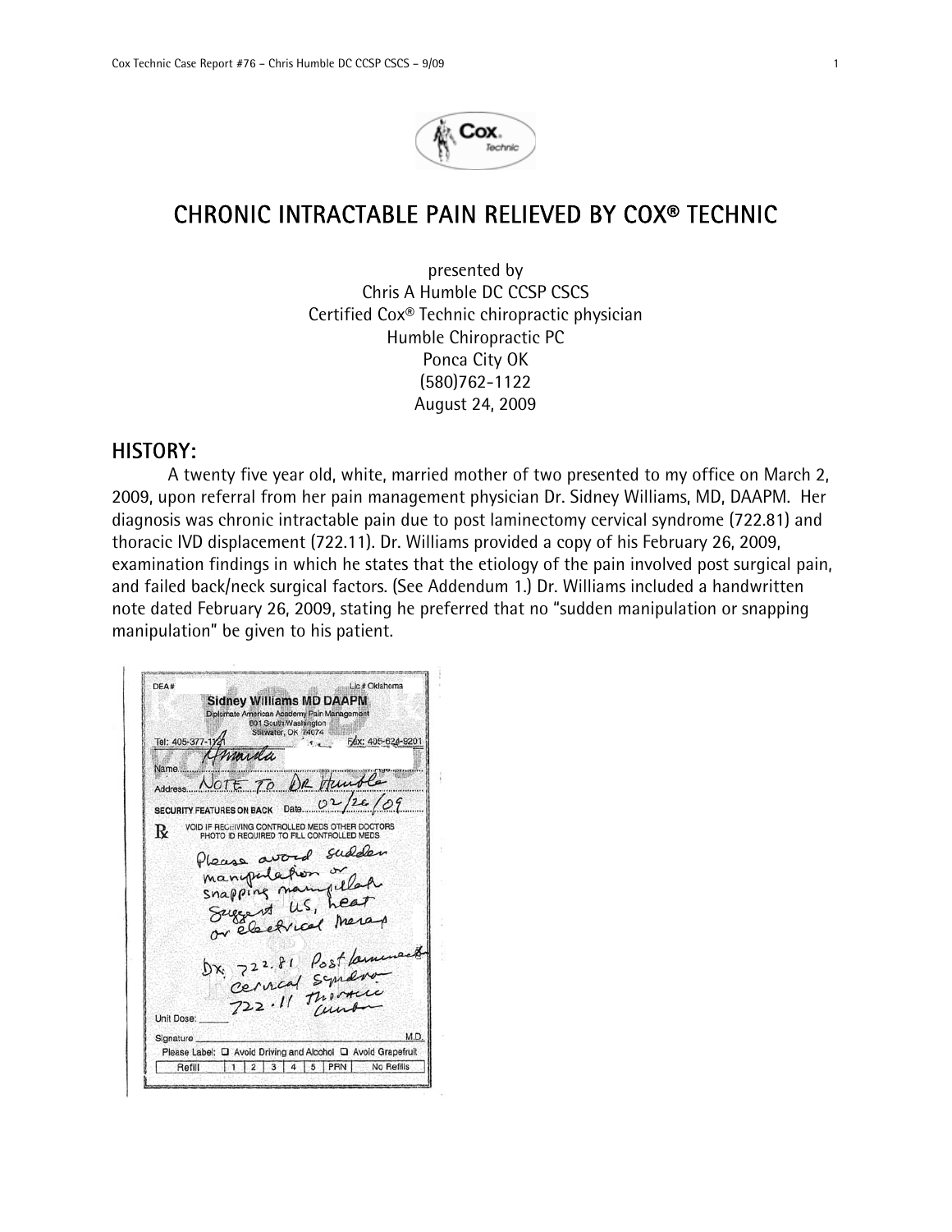# CHRONIC INTRACTABLE PAIN RELIEVED BY COX® TECHNIC

presented by
Chris A Humble DC CCSP CSCS
Certified Cox® Technic chiropractic physician
Humble Chiropractic PC
Ponca City OK
(580)762-1122
August 24, 2009

## HISTORY:

A twenty five year old, white, married mother of two presented to my office on March 2, 2009, upon referral from her pain management physician Dr. Sidney Williams, MD, DAAPM. Her diagnosis was chronic intractable pain due to post laminectomy cervical syndrome (722.81) and thoracic IVD displacement (722.11). Dr. Williams provided a copy of his February 26, 2009, examination findings in which he states that the etiology of the pain involved post surgical pain, and failed back/neck surgical factors. (See Addendum 1.) Dr. Williams included a handwritten note dated February 26, 2009, stating he preferred that no "sudden manipulation or snapping manipulation" be given to his patient.

DEA# Lic # Oklahoma
**Sidney Williams MD DAAPM**
Diplomate American Academy Pain Management
601 South Washington
Stillwater, OK 74074
Tel: 405-377-1121 Fax: 405-624-9201

Name: Amanda
Address: NOTE TO DR Humble
SECURITY FEATURES ON BACK Date: 02/26/09

℞ VOID IF RECEIVING CONTROLLED MEDS OTHER DOCTORS
PHOTO ID REQUIRED TO FILL CONTROLLED MEDS

Please avoid sudden manipulation or snapping manipulation
Suggest US, heat or electrical therap

DX: 722.81 Post laminectomy cervical syndrome
722.11 Thoracic lumbar

Unit Dose: ______
Signature ______ M.D.
Please Label: ☐ Avoid Driving and Alcohol ☐ Avoid Grapefruit
Refill 1 2 3 4 5 PRN No Refills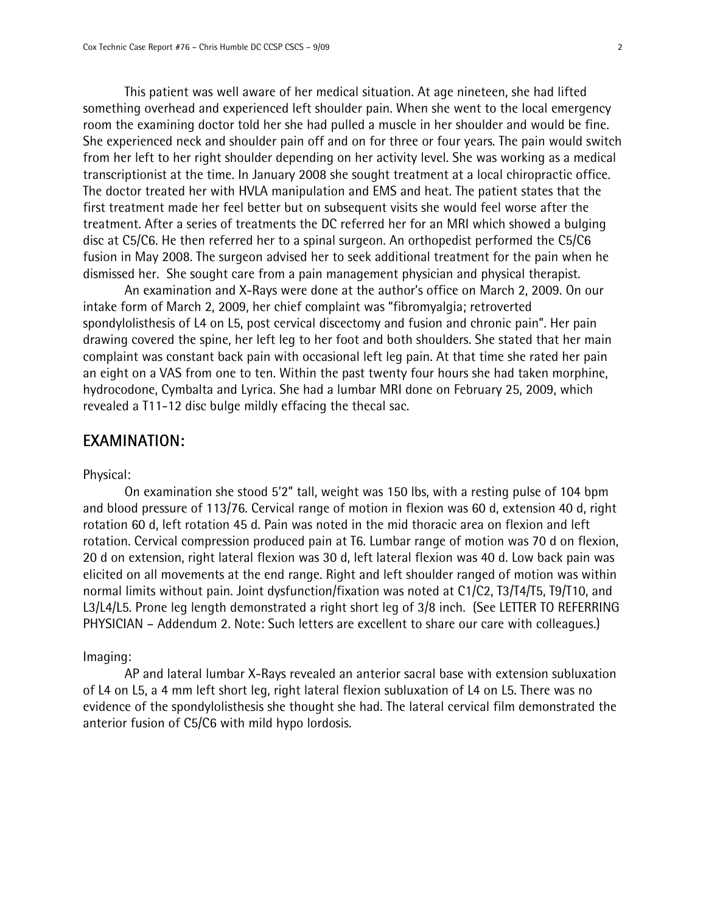This patient was well aware of her medical situation. At age nineteen, she had lifted something overhead and experienced left shoulder pain. When she went to the local emergency room the examining doctor told her she had pulled a muscle in her shoulder and would be fine. She experienced neck and shoulder pain off and on for three or four years. The pain would switch from her left to her right shoulder depending on her activity level. She was working as a medical transcriptionist at the time. In January 2008 she sought treatment at a local chiropractic office. The doctor treated her with HVLA manipulation and EMS and heat. The patient states that the first treatment made her feel better but on subsequent visits she would feel worse after the treatment. After a series of treatments the DC referred her for an MRI which showed a bulging disc at C5/C6. He then referred her to a spinal surgeon. An orthopedist performed the C5/C6 fusion in May 2008. The surgeon advised her to seek additional treatment for the pain when he dismissed her. She sought care from a pain management physician and physical therapist.

An examination and X-Rays were done at the author's office on March 2, 2009. On our intake form of March 2, 2009, her chief complaint was "fibromyalgia; retroverted spondylolisthesis of L4 on L5, post cervical discectomy and fusion and chronic pain". Her pain drawing covered the spine, her left leg to her foot and both shoulders. She stated that her main complaint was constant back pain with occasional left leg pain. At that time she rated her pain an eight on a VAS from one to ten. Within the past twenty four hours she had taken morphine, hydrocodone, Cymbalta and Lyrica. She had a lumbar MRI done on February 25, 2009, which revealed a T11-12 disc bulge mildly effacing the thecal sac.

## EXAMINATION:

Physical:

On examination she stood 5'2" tall, weight was 150 lbs, with a resting pulse of 104 bpm and blood pressure of 113/76. Cervical range of motion in flexion was 60 d, extension 40 d, right rotation 60 d, left rotation 45 d. Pain was noted in the mid thoracic area on flexion and left rotation. Cervical compression produced pain at T6. Lumbar range of motion was 70 d on flexion, 20 d on extension, right lateral flexion was 30 d, left lateral flexion was 40 d. Low back pain was elicited on all movements at the end range. Right and left shoulder ranged of motion was within normal limits without pain. Joint dysfunction/fixation was noted at C1/C2, T3/T4/T5, T9/T10, and L3/L4/L5. Prone leg length demonstrated a right short leg of 3/8 inch. (See LETTER TO REFERRING PHYSICIAN – Addendum 2. Note: Such letters are excellent to share our care with colleagues.)

Imaging:

AP and lateral lumbar X-Rays revealed an anterior sacral base with extension subluxation of L4 on L5, a 4 mm left short leg, right lateral flexion subluxation of L4 on L5. There was no evidence of the spondylolisthesis she thought she had. The lateral cervical film demonstrated the anterior fusion of C5/C6 with mild hypo lordosis.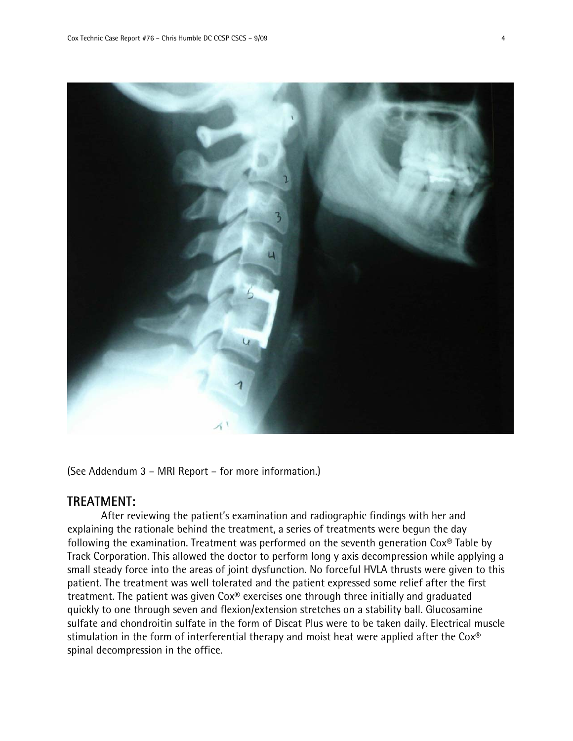(See Addendum 3 – MRI Report – for more information.)

## TREATMENT:

After reviewing the patient's examination and radiographic findings with her and explaining the rationale behind the treatment, a series of treatments were begun the day following the examination. Treatment was performed on the seventh generation Cox® Table by Track Corporation. This allowed the doctor to perform long y axis decompression while applying a small steady force into the areas of joint dysfunction. No forceful HVLA thrusts were given to this patient. The treatment was well tolerated and the patient expressed some relief after the first treatment. The patient was given Cox® exercises one through three initially and graduated quickly to one through seven and flexion/extension stretches on a stability ball. Glucosamine sulfate and chondroitin sulfate in the form of Discat Plus were to be taken daily. Electrical muscle stimulation in the form of interferential therapy and moist heat were applied after the Cox® spinal decompression in the office.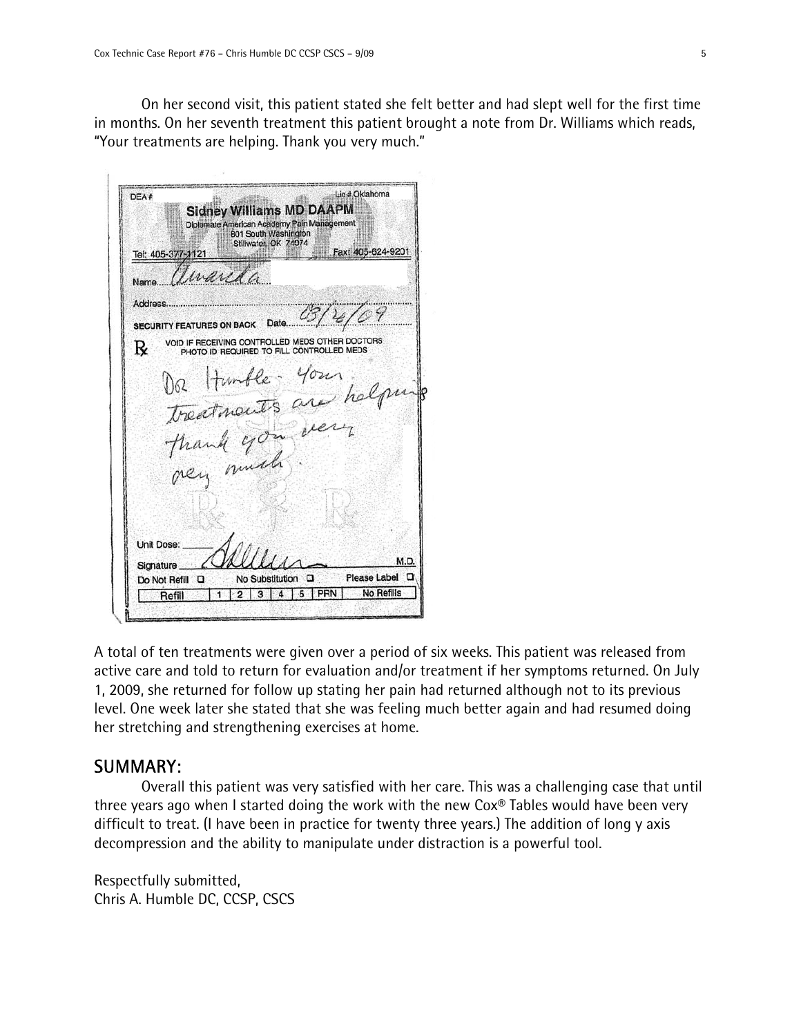On her second visit, this patient stated she felt better and had slept well for the first time in months. On her seventh treatment this patient brought a note from Dr. Williams which reads, "Your treatments are helping. Thank you very much."

> DEA# Lic # Oklahoma
>
> **Sidney Williams MD DAAPM**
> Diplomate American Academy Pain Management
> 601 South Washington
> Stillwater, OK 74074
>
> Tel: 405-377-1121 Fax: 405-624-9201
>
> Name: Amanda
>
> Address:
>
> SECURITY FEATURES ON BACK Date: 03/24/09
>
> ℞ VOID IF RECEIVING CONTROLLED MEDS OTHER DOCTORS
> PHOTO ID REQUIRED TO FILL CONTROLLED MEDS
>
> Dr Humble - Your treatments are helping thank you very very much.
>
> Unit Dose:
>
> Signature: M.D.
>
> Do Not Refill ☐ No Substitution ☐ Please Label ☐
>
> Refill 1 2 3 4 5 PRN No Refills

A total of ten treatments were given over a period of six weeks. This patient was released from active care and told to return for evaluation and/or treatment if her symptoms returned. On July 1, 2009, she returned for follow up stating her pain had returned although not to its previous level. One week later she stated that she was feeling much better again and had resumed doing her stretching and strengthening exercises at home.

## SUMMARY:

Overall this patient was very satisfied with her care. This was a challenging case that until three years ago when I started doing the work with the new Cox® Tables would have been very difficult to treat. (I have been in practice for twenty three years.) The addition of long y axis decompression and the ability to manipulate under distraction is a powerful tool.

Respectfully submitted,
Chris A. Humble DC, CCSP, CSCS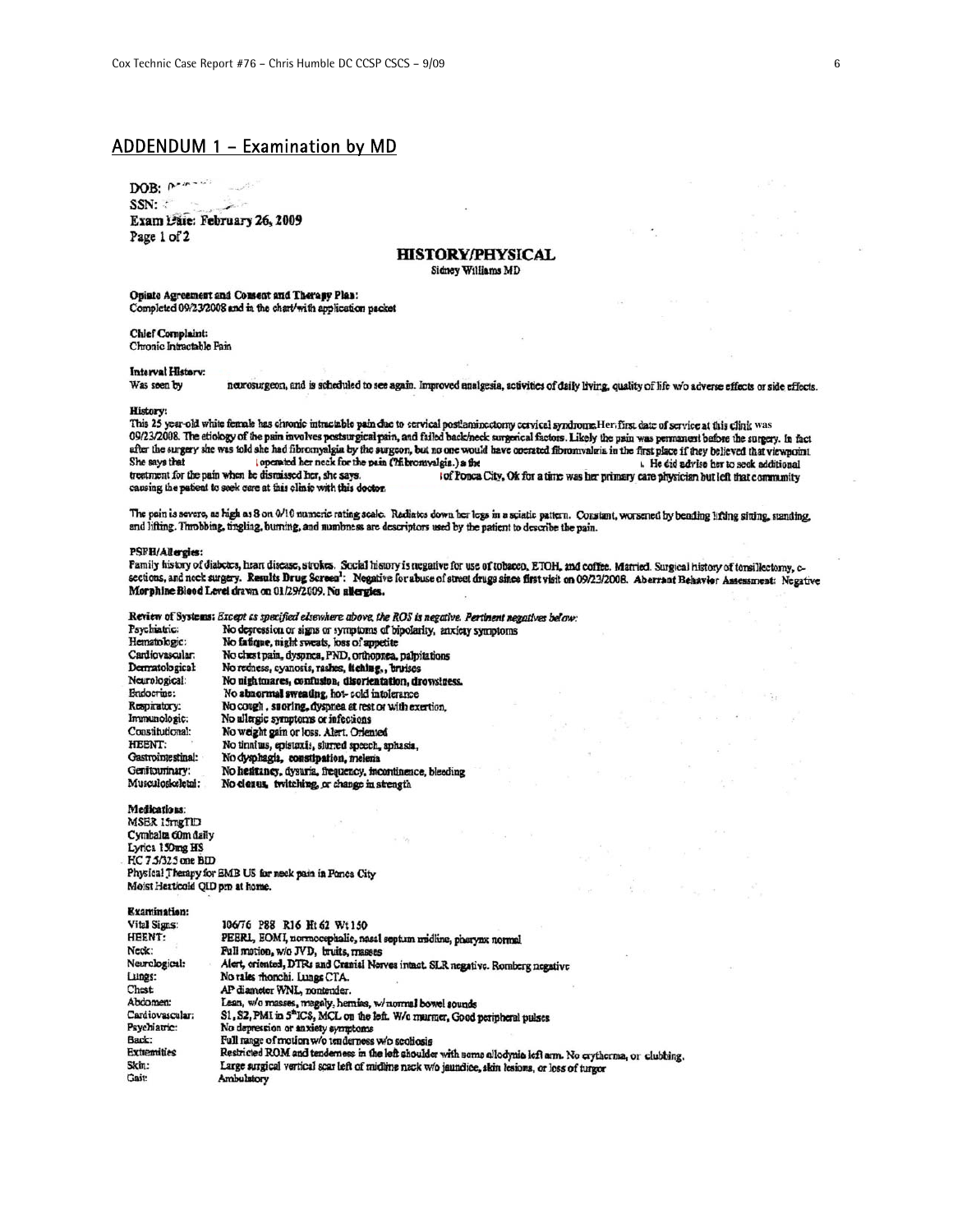## ADDENDUM 1 – Examination by MD

DOB:
SSN:
Exam Date: February 26, 2009
Page 1 of 2

### HISTORY/PHYSICAL

Sidney Williams MD

**Opiate Agreement and Consent and Therapy Plan:**
Completed 09/23/2008 and in the chart/with application packet

**Chief Complaint:**
Chronic Intractable Pain

**Interval History:**
Was seen by neurosurgeon, and is scheduled to see again. Improved analgesia, activities of daily living, quality of life w/o adverse effects or side effects.

**History:**
This 25 year-old white female has chronic intractable pain due to cervical postlaminectomy cervical syndrome. Her first date of service at this clinic was 09/23/2008. The etiology of the pain involves postsurgical pain, and failed back/neck surgical factors. Likely the pain was permanent before the surgery. In fact after the surgery she was told she had fibromyalgia by the surgeon, but no one would have operated fibromyalgia in the first place if they believed that viewpoint. She says that operated her neck for the pain (?fibromyalgia.) a the . He did advise her to seek additional treatment for the pain when he dismissed her, she says. of Ponca City, Ok for a time was her primary care physician but left that community causing the patient to seek care at this clinic with this doctor.

The pain is severe, as high as 8 on 0/10 numeric rating scale. Radiates down her legs in a sciatic pattern. Constant, worsened by bending lifting sitting, standing, and lifting. Throbbing, tingling, burning, and numbness are descriptors used by the patient to describe the pain.

**PSFH/Allergies:**
Family history of diabetes, heart disease, strokes. Social history is negative for use of tobacco, ETOH, and coffee. Married. Surgical history of tonsillectomy, c-sections, and neck surgery. **Results Drug Screen[1]:** Negative for abuse of street drugs since first visit on 09/23/2008. **Aberrant Behavior Assessment:** Negative **Morphine Blood Level drawn on 01/29/2009. No allergies.**

**Review of Systems:** *Except as specified elsewhere above, the ROS is negative. Pertinent negatives below:*

| | |
|---|---|
| Psychiatric: | No depression or signs or symptoms of bipolarity, anxiety symptoms |
| Hematologic: | No fatigue, night sweats, loss of appetite |
| Cardiovascular: | No chest pain, dyspnea, PND, orthopnea, palpitations |
| Dermatological: | No redness, cyanosis, rashes, itching, bruises |
| Neurological: | No nightmares, confusion, disorientation, drowsiness. |
| Endocrine: | No abnormal sweating, hot-cold intolerance |
| Respiratory: | No cough, snoring, dyspnea at rest or with exertion. |
| Immunologic: | No allergic symptoms or infections |
| Constitutional: | No weight gain or loss. Alert. Oriented |
| HEENT: | No tinnitus, epistaxis, slurred speech, aphasia, |
| Gastrointestinal: | No dysphagia, constipation, melena |
| Genitourinary: | No hesitancy, dysuria, frequency, incontinence, bleeding |
| Musculoskeletal: | No clonus, twitching, or change in strength |

**Medications:**
MSER 15mgTID
Cymbalta 60m daily
Lyrica 150mg HS
HC 7.5/325 one BID
Physical Therapy for EMB US for neck pain in Ponca City
Moist Heat/cold QID prn at home.

**Examination:**

| | |
|---|---|
| Vital Signs: | 106/76 P88 R16 Ht 62 Wt 150 |
| HEENT: | PEERL, EOMI, normocephalic, nasal septum midline, pharynx normal |
| Neck: | Full motion, w/o JVD, bruits, masses |
| Neurological: | Alert, oriented, DTRs and Cranial Nerves intact. SLR negative. Romberg negative |
| Lungs: | No rales rhonchi. Lungs CTA. |
| Chest: | AP diameter WNL, nontender. |
| Abdomen: | Lean, w/o masses, magaly, hernias, w/ normal bowel sounds |
| Cardiovascular: | S1, S2, PMI in 5th ICS, MCL on the left. W/o murmer, Good peripheral pulses |
| Psychiatric: | No depression or anxiety symptoms |
| Back: | Full range of motion w/o tenderness w/o scoliosis |
| Extremities: | Restricted ROM and tenderness in the left shoulder with some allodynia left arm. No erythema, or clubbing. |
| Skin: | Large surgical vertical scar left of midline neck w/o jaundice, skin lesions, or loss of turgor |
| Gait: | Ambulatory |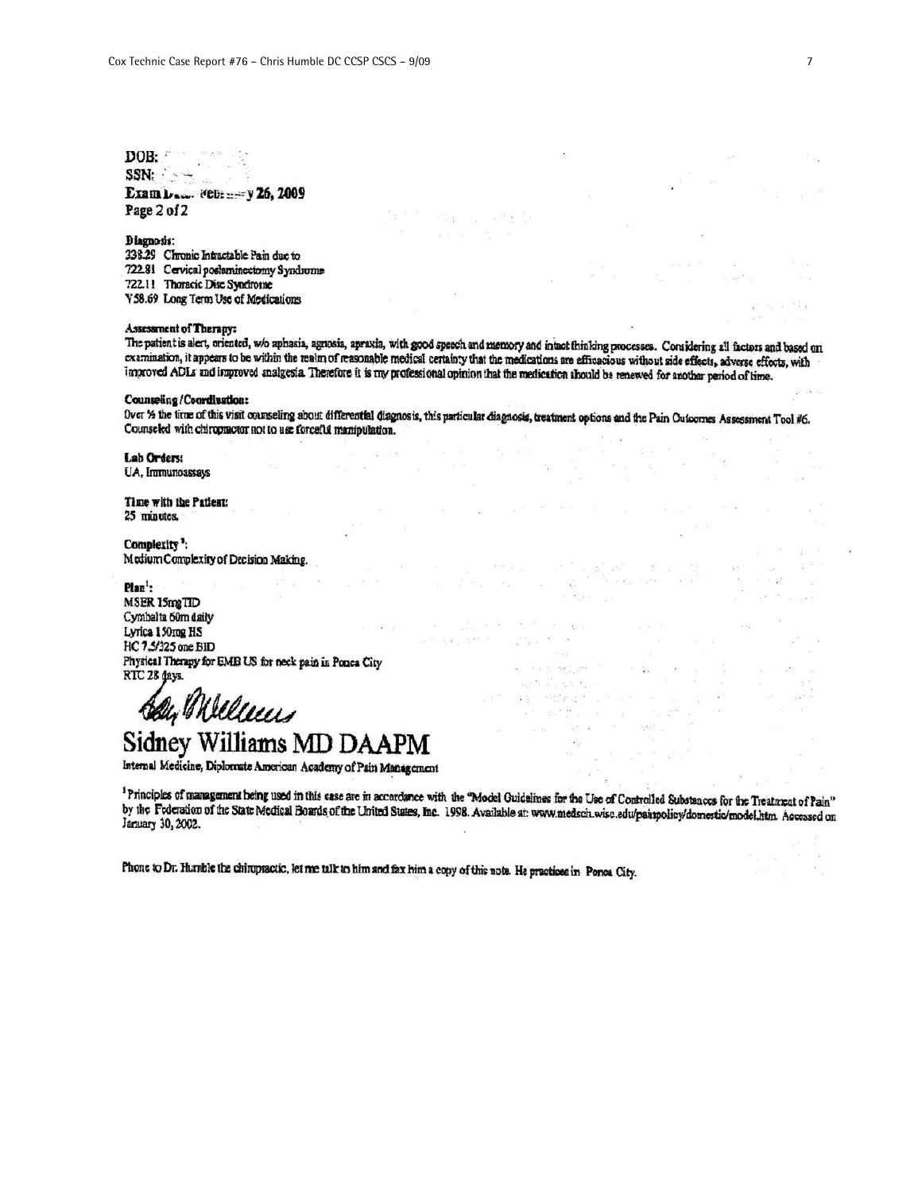DOB:
SSN:
Exam Date: February 26, 2009
Page 2 of 2

**Diagnosis:**
338.29 Chronic Intractable Pain due to
722.81 Cervical postlaminectomy Syndrome
722.11 Thoracic Disc Syndrome
V58.69 Long Term Use of Medications

**Assessment of Therapy:**
The patient is alert, oriented, w/o aphasia, agnosia, apraxia, with good speech and memory and intact thinking processes. Considering all factors and based on examination, it appears to be within the realm of reasonable medical certainty that the medications are efficacious without side effects, adverse effects, with improved ADLs and improved analgesia. Therefore it is my professional opinion that the medication should be renewed for another period of time.

**Counseling / Coordination:**
Over ½ the time of this visit counseling about differential diagnosis, this particular diagnosis, treatment options and the Pain Outcomes Assessment Tool #6. Counseled with chiropractor not to use forceful manipulation.

**Lab Orders:**
UA, Immunoassays

**Time with the Patient:**
25 minutes.

**Complexity**[1]**:**
Medium Complexity of Decision Making.

**Plan**[1]**:**
MSER 15mg TID
Cymbalta 60m daily
Lyrica 150mg HS
HC 7.5/325 one BID
Physical Therapy for EMB US for neck pain in Ponca City
RTC 28 days.

# Sidney Williams MD DAAPM

Internal Medicine, Diplomate American Academy of Pain Management

[1]Principles of management being used in this case are in accordance with the "Model Guidelines for the Use of Controlled Substances for the Treatment of Pain" by the Federation of the State Medical Boards of the United States, Inc. 1998. Available at: www.medsch.wisc.edu/painpolicy/domestic/model.htm. Accessed on January 30, 2002.

Phone to Dr. Humble the chiropractic, let me talk to him and fax him a copy of this note. He practices in Ponca City.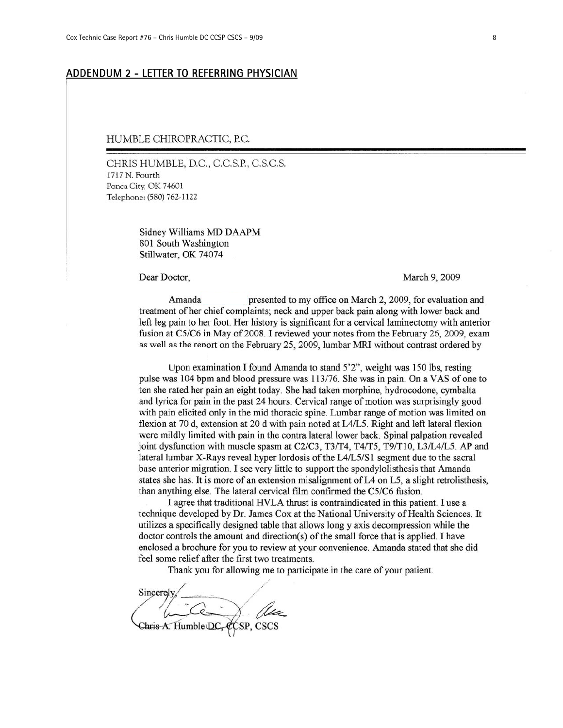## ADDENDUM 2 - LETTER TO REFERRING PHYSICIAN

HUMBLE CHIROPRACTIC, P.C.

CHRIS HUMBLE, D.C., C.C.S.P., C.S.C.S.
1717 N. Fourth
Ponca City, OK 74601
Telephone: (580) 762-1122

Sidney Williams MD DAAPM
801 South Washington
Stillwater, OK 74074

Dear Doctor,

March 9, 2009

Amanda presented to my office on March 2, 2009, for evaluation and treatment of her chief complaints; neck and upper back pain along with lower back and left leg pain to her foot. Her history is significant for a cervical laminectomy with anterior fusion at C5/C6 in May of 2008. I reviewed your notes from the February 26, 2009, exam as well as the report on the February 25, 2009, lumbar MRI without contrast ordered by

Upon examination I found Amanda to stand 5'2", weight was 150 lbs, resting pulse was 104 bpm and blood pressure was 113/76. She was in pain. On a VAS of one to ten she rated her pain an eight today. She had taken morphine, hydrocodone, cymbalta and lyrica for pain in the past 24 hours. Cervical range of motion was surprisingly good with pain elicited only in the mid thoracic spine. Lumbar range of motion was limited on flexion at 70 d, extension at 20 d with pain noted at L4/L5. Right and left lateral flexion were mildly limited with pain in the contra lateral lower back. Spinal palpation revealed joint dysfunction with muscle spasm at C2/C3, T3/T4, T4/T5, T9/T10, L3/L4/L5. AP and lateral lumbar X-Rays reveal hyper lordosis of the L4/L5/S1 segment due to the sacral base anterior migration. I see very little to support the spondylolisthesis that Amanda states she has. It is more of an extension misalignment of L4 on L5, a slight retrolisthesis, than anything else. The lateral cervical film confirmed the C5/C6 fusion.

I agree that traditional HVLA thrust is contraindicated in this patient. I use a technique developed by Dr. James Cox at the National University of Health Sciences. It utilizes a specifically designed table that allows long y axis decompression while the doctor controls the amount and direction(s) of the small force that is applied. I have enclosed a brochure for you to review at your convenience. Amanda stated that she did feel some relief after the first two treatments.

Thank you for allowing me to participate in the care of your patient.

Sincerely,

Chris A. Humble DC, CCSP, CSCS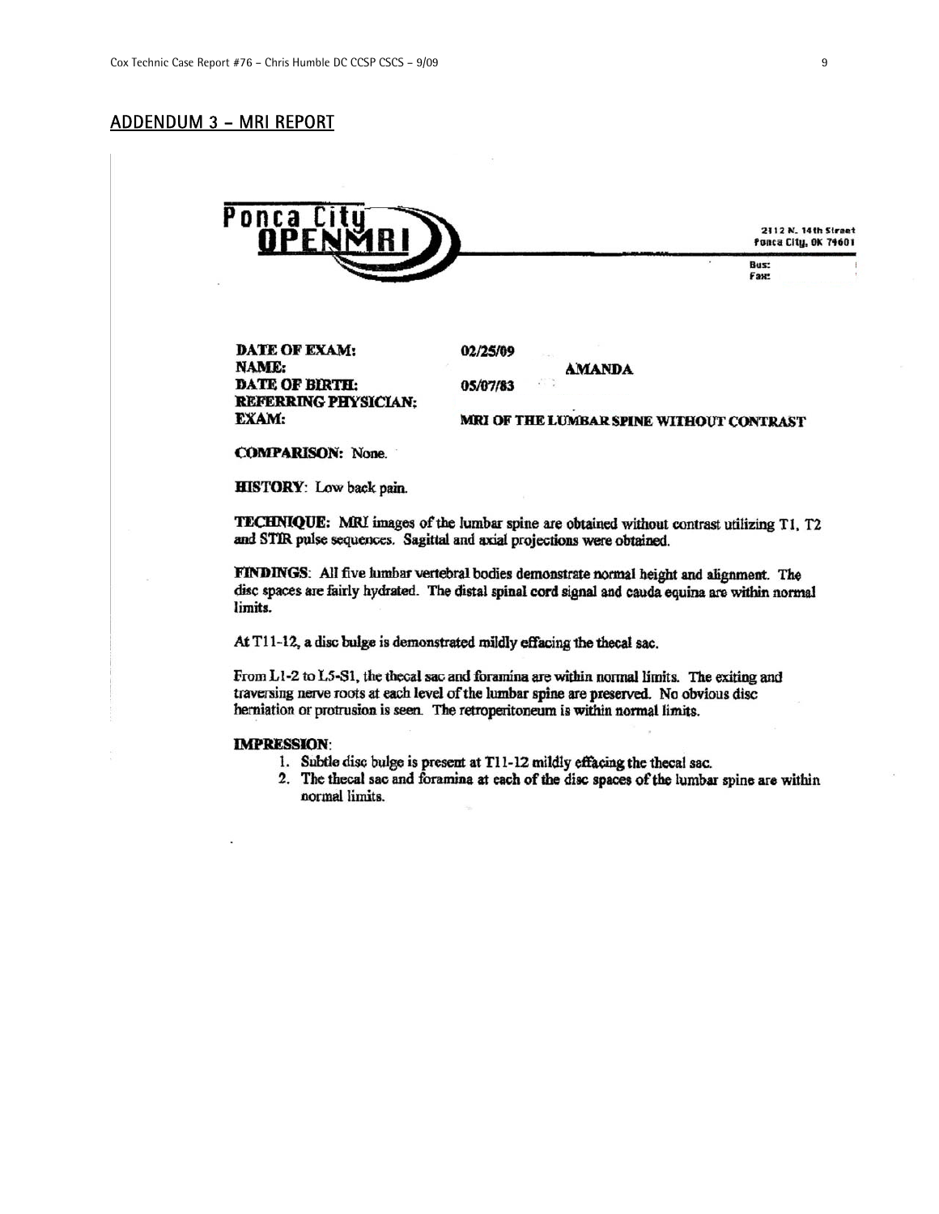## ADDENDUM 3 – MRI REPORT

**Ponca City OPENMRI**

2112 N. 14th Street
Ponca City, OK 74601

Bus:
Fax:

**DATE OF EXAM:** 02/25/09
**NAME:** AMANDA
**DATE OF BIRTH:** 05/07/83
**REFERRING PHYSICIAN:**
**EXAM:** MRI OF THE LUMBAR SPINE WITHOUT CONTRAST

**COMPARISON:** None.

**HISTORY:** Low back pain.

**TECHNIQUE:** MRI images of the lumbar spine are obtained without contrast utilizing T1, T2 and STIR pulse sequences. Sagittal and axial projections were obtained.

**FINDINGS:** All five lumbar vertebral bodies demonstrate normal height and alignment. The disc spaces are fairly hydrated. The distal spinal cord signal and cauda equina are within normal limits.

At T11-12, a disc bulge is demonstrated mildly effacing the thecal sac.

From L1-2 to L5-S1, the thecal sac and foramina are within normal limits. The exiting and traversing nerve roots at each level of the lumbar spine are preserved. No obvious disc herniation or protrusion is seen. The retroperitoneum is within normal limits.

**IMPRESSION:**

1. Subtle disc bulge is present at T11-12 mildly effacing the thecal sac.
2. The thecal sac and foramina at each of the disc spaces of the lumbar spine are within normal limits.